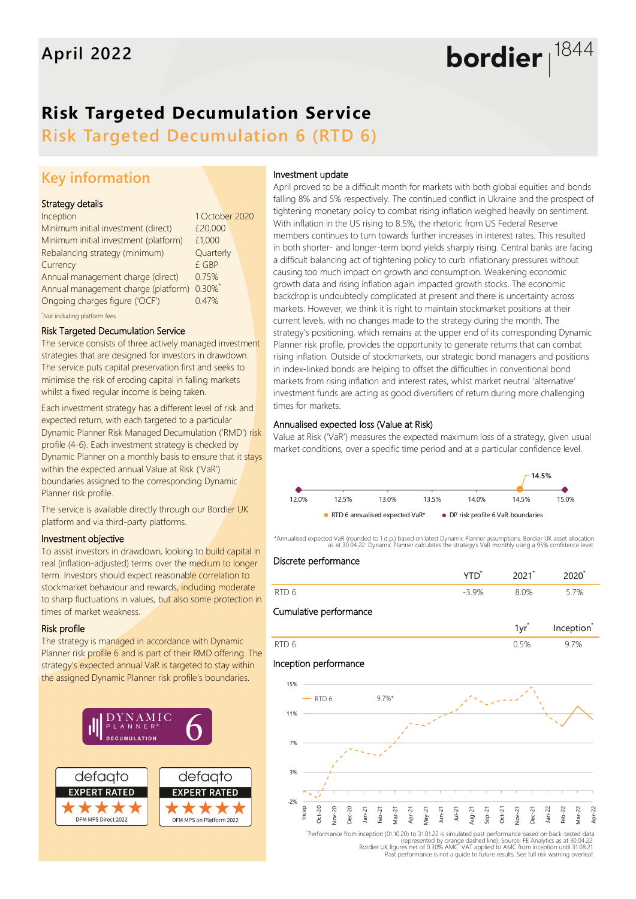April 2022

# Risk Targeted Decumulation Service

## Risk Targeted Decumulation 6 (RTD 6)

## Key information

### Strategy details

| | |
|---|---|
| Inception | 1 October 2020 |
| Minimum initial investment (direct) | £20,000 |
| Minimum initial investment (platform) | £1,000 |
| Rebalancing strategy (minimum) | Quarterly |
| Currency | £ GBP |
| Annual management charge (direct) | 0.75% |
| Annual management charge (platform) | 0.30%* |
| Ongoing charges figure ('OCF') | 0.47% |

*Not including platform fees

### Risk Targeted Decumulation Service

The service consists of three actively managed investment strategies that are designed for investors in drawdown. The service puts capital preservation first and seeks to minimise the risk of eroding capital in falling markets whilst a fixed regular income is being taken.

Each investment strategy has a different level of risk and expected return, with each targeted to a particular Dynamic Planner Risk Managed Decumulation ('RMD') risk profile (4-6). Each investment strategy is checked by Dynamic Planner on a monthly basis to ensure that it stays within the expected annual Value at Risk ('VaR') boundaries assigned to the corresponding Dynamic Planner risk profile.

The service is available directly through our Bordier UK platform and via third-party platforms.

### Investment objective

To assist investors in drawdown, looking to build capital in real (inflation-adjusted) terms over the medium to longer term. Investors should expect reasonable correlation to stockmarket behaviour and rewards, including moderate to sharp fluctuations in values, but also some protection in times of market weakness.

### Risk profile

The strategy is managed in accordance with Dynamic Planner risk profile 6 and is part of their RMD offering. The strategy's expected annual VaR is targeted to stay within the assigned Dynamic Planner risk profile's boundaries.

DYNAMIC PLANNER® DECUMULATION 6

defaqto EXPERT RATED ★★★★★ DFM MPS Direct 2022

defaqto EXPERT RATED ★★★★★ DFM MPS on Platform 2022

### Investment update

April proved to be a difficult month for markets with both global equities and bonds falling 8% and 5% respectively. The continued conflict in Ukraine and the prospect of tightening monetary policy to combat rising inflation weighed heavily on sentiment. With inflation in the US rising to 8.5%, the rhetoric from US Federal Reserve members continues to turn towards further increases in interest rates. This resulted in both shorter- and longer-term bond yields sharply rising. Central banks are facing a difficult balancing act of tightening policy to curb inflationary pressures without causing too much impact on growth and consumption. Weakening economic growth data and rising inflation again impacted growth stocks. The economic backdrop is undoubtedly complicated at present and there is uncertainty across markets. However, we think it is right to maintain stockmarket positions at their current levels, with no changes made to the strategy during the month. The strategy's positioning, which remains at the upper end of its corresponding Dynamic Planner risk profile, provides the opportunity to generate returns that can combat rising inflation. Outside of stockmarkets, our strategic bond managers and positions in index-linked bonds are helping to offset the difficulties in conventional bond markets from rising inflation and interest rates, whilst market neutral 'alternative' investment funds are acting as good diversifiers of return during more challenging times for markets.

### Annualised expected loss (Value at Risk)

Value at Risk ('VaR') measures the expected maximum loss of a strategy, given usual market conditions, over a specific time period and at a particular confidence level.

RTD 6 annualised expected VaR*: 14.5%
DP risk profile 6 VaR boundaries: 12.0% – 15.0%

*Annualised expected VaR (rounded to 1 d.p.) based on latest Dynamic Planner assumptions. Bordier UK asset allocation as at 30.04.22. Dynamic Planner calculates the strategy's VaR monthly using a 95% confidence level.

### Discrete performance

| | YTD* | 2021* | 2020* |
|---|---|---|---|
| RTD 6 | -3.9% | 8.0% | 5.7% |

### Cumulative performance

| | 1yr* | Inception* |
|---|---|---|
| RTD 6 | 0.5% | 9.7% |

### Inception performance

RTD 6: 9.7%* (Incep to Apr-22)

*Performance from inception (01.10.20) to 31.01.22 is simulated past performance based on back-tested data (represented by orange dashed line). Source: FE Analytics as at 30.04.22. Bordier UK figures net of 0.30% AMC. VAT applied to AMC from inception until 31.08.21. Past performance is not a guide to future results. See full risk warning overleaf.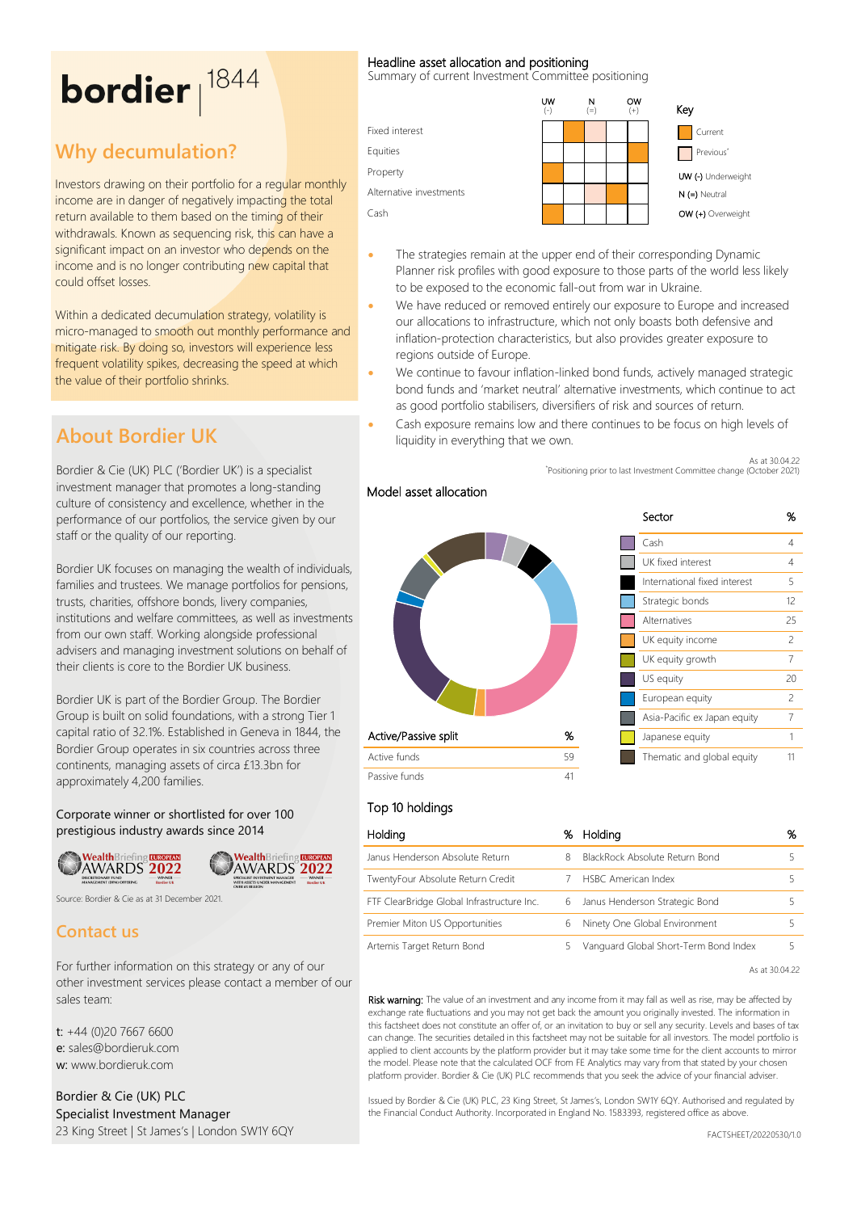# bordier | 1844

## Why decumulation?

Investors drawing on their portfolio for a regular monthly income are in danger of negatively impacting the total return available to them based on the timing of their withdrawals. Known as sequencing risk, this can have a significant impact on an investor who depends on the income and is no longer contributing new capital that could offset losses.

Within a dedicated decumulation strategy, volatility is micro-managed to smooth out monthly performance and mitigate risk. By doing so, investors will experience less frequent volatility spikes, decreasing the speed at which the value of their portfolio shrinks.

## About Bordier UK

Bordier & Cie (UK) PLC ('Bordier UK') is a specialist investment manager that promotes a long-standing culture of consistency and excellence, whether in the performance of our portfolios, the service given by our staff or the quality of our reporting.

Bordier UK focuses on managing the wealth of individuals, families and trustees. We manage portfolios for pensions, trusts, charities, offshore bonds, livery companies, institutions and welfare committees, as well as investments from our own staff. Working alongside professional advisers and managing investment solutions on behalf of their clients is core to the Bordier UK business.

Bordier UK is part of the Bordier Group. The Bordier Group is built on solid foundations, with a strong Tier 1 capital ratio of 32.1%. Established in Geneva in 1844, the Bordier Group operates in six countries across three continents, managing assets of circa £13.3bn for approximately 4,200 families.

Corporate winner or shortlisted for over 100 prestigious industry awards since 2014

WealthBriefing European Awards 2022 – Discretionary Fund Management (DFM) Offering – Winner – Bordier UK

WealthBriefing European Awards 2022 – Specialist Investment Manager with Assets Under Management Over £1 Billion – Winner – Bordier UK

Source: Bordier & Cie as at 31 December 2021.

## Contact us

For further information on this strategy or any of our other investment services please contact a member of our sales team:

t: +44 (0)20 7667 6600
e: sales@bordieruk.com
w: www.bordieruk.com

Bordier & Cie (UK) PLC
Specialist Investment Manager
23 King Street | St James's | London SW1Y 6QY

## Headline asset allocation and positioning

Summary of current Investment Committee positioning

| | UW (-) | | N (=) | | OW (+) |
|---|---|---|---|---|---|
| Fixed interest | | Current | Previous* | | |
| Equities | | | | | Current |
| Property | Current | | | | |
| Alternative investments | | | Previous* | Current | |
| Cash | Current | | | | |

Key: Current; Previous*; UW (-) Underweight; N (=) Neutral; OW (+) Overweight

- The strategies remain at the upper end of their corresponding Dynamic Planner risk profiles with good exposure to those parts of the world less likely to be exposed to the economic fall-out from war in Ukraine.
- We have reduced or removed entirely our exposure to Europe and increased our allocations to infrastructure, which not only boasts both defensive and inflation-protection characteristics, but also provides greater exposure to regions outside of Europe.
- We continue to favour inflation-linked bond funds, actively managed strategic bond funds and 'market neutral' alternative investments, which continue to act as good portfolio stabilisers, diversifiers of risk and sources of return.
- Cash exposure remains low and there continues to be focus on high levels of liquidity in everything that we own.

As at 30.04.22
*Positioning prior to last Investment Committee change (October 2021)

## Model asset allocation

| Sector | % |
|---|---|
| Cash | 4 |
| UK fixed interest | 4 |
| International fixed interest | 5 |
| Strategic bonds | 12 |
| Alternatives | 25 |
| UK equity income | 2 |
| UK equity growth | 7 |
| US equity | 20 |
| European equity | 2 |
| Asia-Pacific ex Japan equity | 7 |
| Japanese equity | 1 |
| Thematic and global equity | 11 |

| Active/Passive split | % |
|---|---|
| Active funds | 59 |
| Passive funds | 41 |

## Top 10 holdings

| Holding | % | Holding | % |
|---|---|---|---|
| Janus Henderson Absolute Return | 8 | BlackRock Absolute Return Bond | 5 |
| TwentyFour Absolute Return Credit | 7 | HSBC American Index | 5 |
| FTF ClearBridge Global Infrastructure Inc. | 6 | Janus Henderson Strategic Bond | 5 |
| Premier Miton US Opportunities | 6 | Ninety One Global Environment | 5 |
| Artemis Target Return Bond | 5 | Vanguard Global Short-Term Bond Index | 5 |

As at 30.04.22

**Risk warning:** The value of an investment and any income from it may fall as well as rise, may be affected by exchange rate fluctuations and you may not get back the amount you originally invested. The information in this factsheet does not constitute an offer of, or an invitation to buy or sell any security. Levels and bases of tax can change. The securities detailed in this factsheet may not be suitable for all investors. The model portfolio is applied to client accounts by the platform provider but it may take some time for the client accounts to mirror the model. Please note that the calculated OCF from FE Analytics may vary from that stated by your chosen platform provider. Bordier & Cie (UK) PLC recommends that you seek the advice of your financial adviser.

Issued by Bordier & Cie (UK) PLC, 23 King Street, St James's, London SW1Y 6QY. Authorised and regulated by the Financial Conduct Authority. Incorporated in England No. 1583393, registered office as above.

FACTSHEET/20220530/1.0